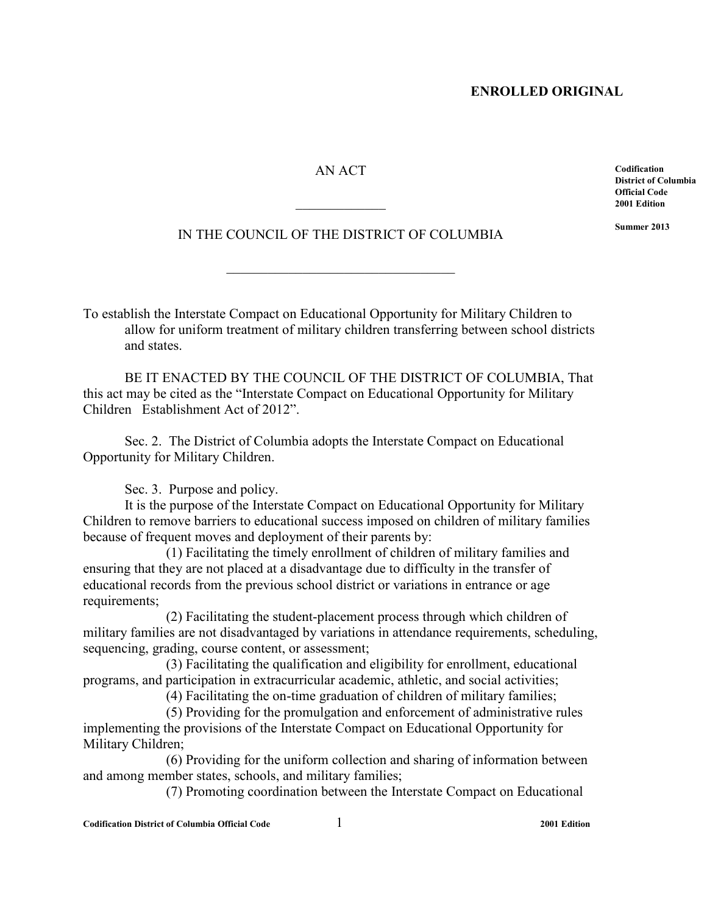**ENROLLED ORIGINAL**

**Codification District of Columbia Official Code 2001 Edition**

**Summer 2013**

AN ACT

\_\_\_\_\_\_\_\_\_\_\_\_\_\_

IN THE COUNCIL OF THE DISTRICT OF COLUMBIA

\_\_\_\_\_\_\_\_\_\_\_\_\_\_\_\_\_\_\_\_\_\_\_\_\_\_\_\_\_\_\_\_\_\_\_

To establish the Interstate Compact on Educational Opportunity for Military Children to allow for uniform treatment of military children transferring between school districts and states.

BE IT ENACTED BY THE COUNCIL OF THE DISTRICT OF COLUMBIA, That this act may be cited as the "Interstate Compact on Educational Opportunity for Military Children Establishment Act of 2012".

Sec. 2. The District of Columbia adopts the Interstate Compact on Educational Opportunity for Military Children.

Sec. 3. Purpose and policy.

It is the purpose of the Interstate Compact on Educational Opportunity for Military Children to remove barriers to educational success imposed on children of military families because of frequent moves and deployment of their parents by:

(1) Facilitating the timely enrollment of children of military families and ensuring that they are not placed at a disadvantage due to difficulty in the transfer of educational records from the previous school district or variations in entrance or age requirements;

(2) Facilitating the student-placement process through which children of military families are not disadvantaged by variations in attendance requirements, scheduling, sequencing, grading, course content, or assessment;

(3) Facilitating the qualification and eligibility for enrollment, educational programs, and participation in extracurricular academic, athletic, and social activities;

(4) Facilitating the on-time graduation of children of military families;

(5) Providing for the promulgation and enforcement of administrative rules implementing the provisions of the Interstate Compact on Educational Opportunity for Military Children;

(6) Providing for the uniform collection and sharing of information between and among member states, schools, and military families;

(7) Promoting coordination between the Interstate Compact on Educational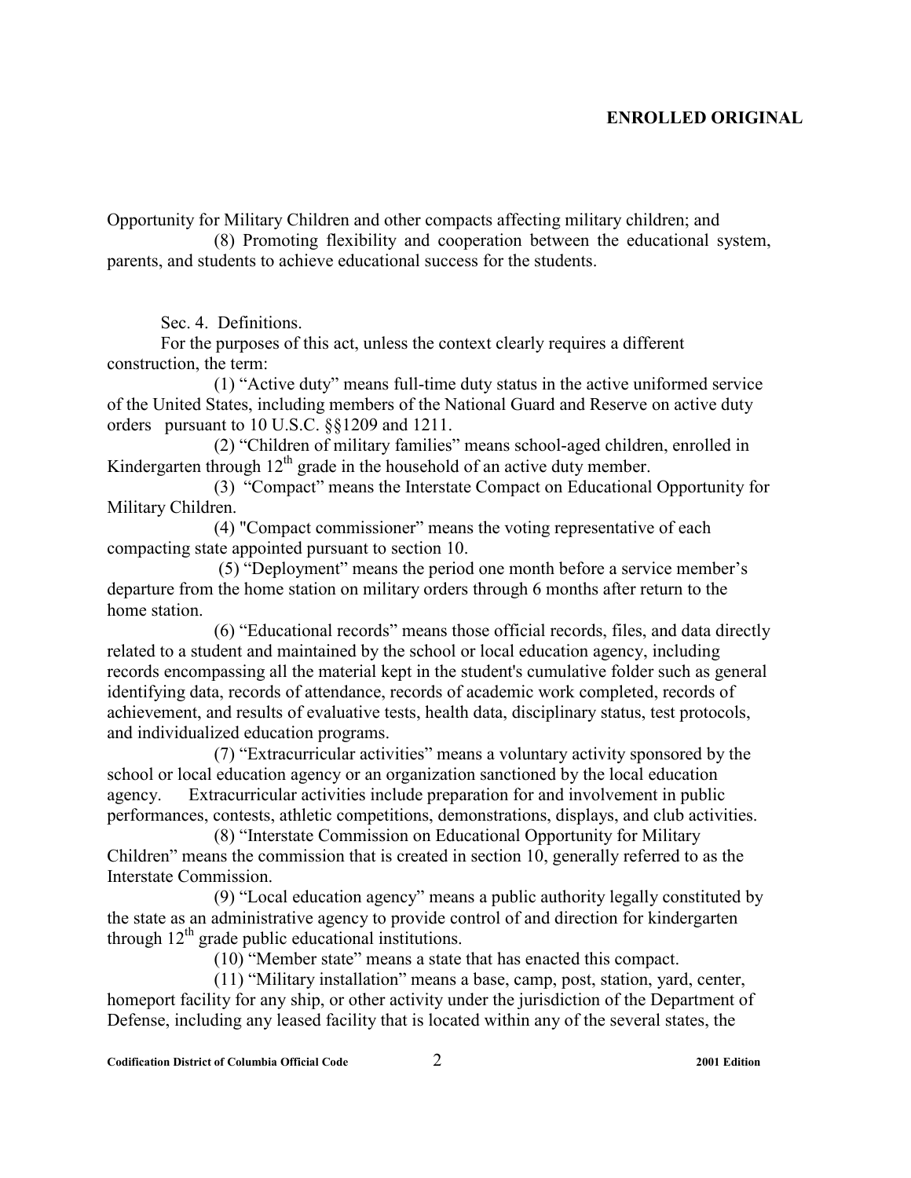Opportunity for Military Children and other compacts affecting military children; and

(8) Promoting flexibility and cooperation between the educational system, parents, and students to achieve educational success for the students.

Sec. 4. Definitions.

For the purposes of this act, unless the context clearly requires a different construction, the term:

(1) "Active duty" means full-time duty status in the active uniformed service of the United States, including members of the National Guard and Reserve on active duty orders pursuant to 10 U.S.C. §§1209 and 1211.

(2) "Children of military families" means school-aged children, enrolled in Kindergarten through 12th grade in the household of an active duty member.

(3) "Compact" means the Interstate Compact on Educational Opportunity for Military Children.

(4) "Compact commissioner" means the voting representative of each compacting state appointed pursuant to section 10.

(5) "Deployment" means the period one month before a service member's departure from the home station on military orders through 6 months after return to the home station.

(6) "Educational records" means those official records, files, and data directly related to a student and maintained by the school or local education agency, including records encompassing all the material kept in the student's cumulative folder such as general identifying data, records of attendance, records of academic work completed, records of achievement, and results of evaluative tests, health data, disciplinary status, test protocols, and individualized education programs.

(7) "Extracurricular activities" means a voluntary activity sponsored by the school or local education agency or an organization sanctioned by the local education agency. Extracurricular activities include preparation for and involvement in public performances, contests, athletic competitions, demonstrations, displays, and club activities.

(8) "Interstate Commission on Educational Opportunity for Military Children" means the commission that is created in section 10, generally referred to as the Interstate Commission.

(9) "Local education agency" means a public authority legally constituted by the state as an administrative agency to provide control of and direction for kindergarten through 12th grade public educational institutions.

(10) "Member state" means a state that has enacted this compact.

(11) "Military installation" means a base, camp, post, station, yard, center, homeport facility for any ship, or other activity under the jurisdiction of the Department of Defense, including any leased facility that is located within any of the several states, the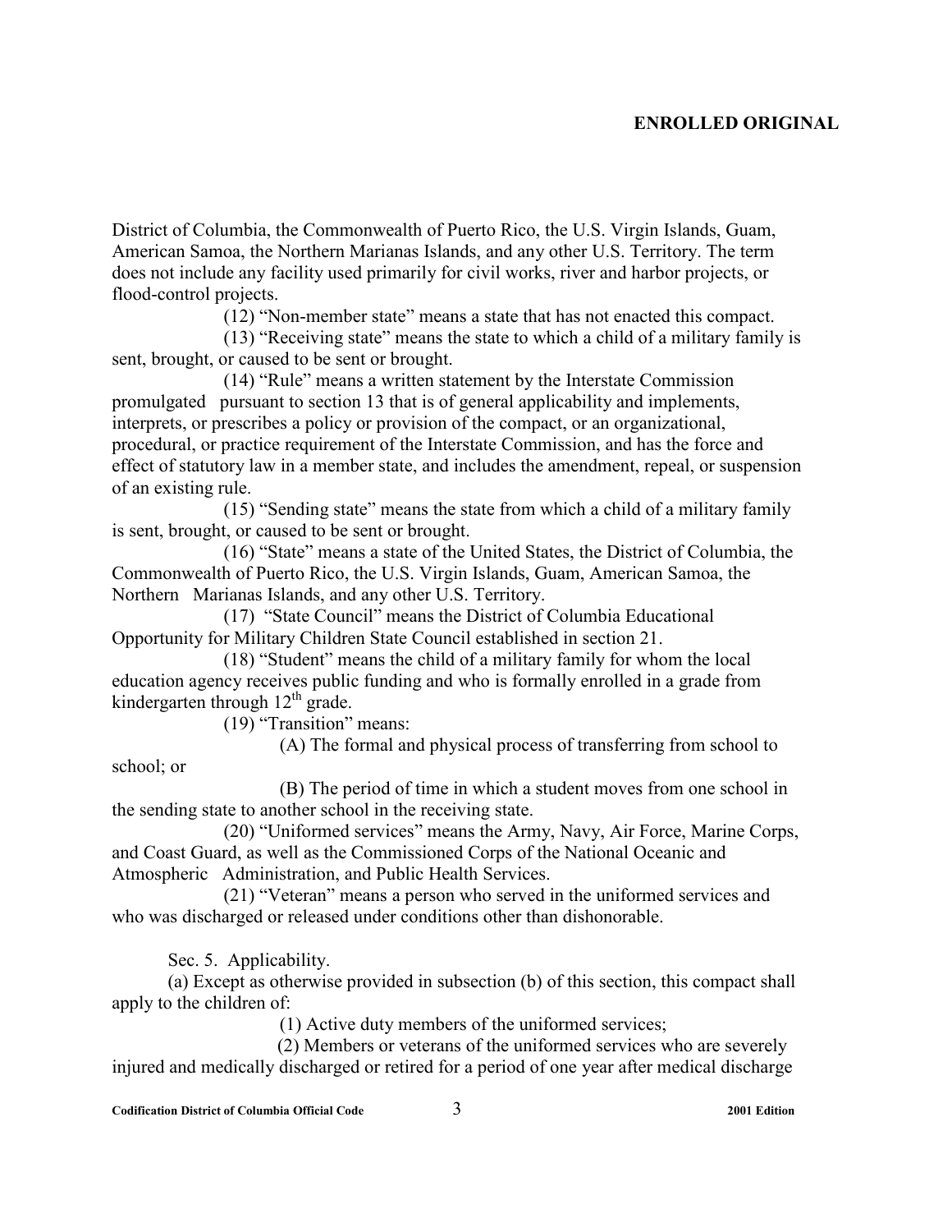District of Columbia, the Commonwealth of Puerto Rico, the U.S. Virgin Islands, Guam, American Samoa, the Northern Marianas Islands, and any other U.S. Territory. The term does not include any facility used primarily for civil works, river and harbor projects, or flood-control projects.

(12) "Non-member state" means a state that has not enacted this compact.

(13) "Receiving state" means the state to which a child of a military family is sent, brought, or caused to be sent or brought.

(14) "Rule" means a written statement by the Interstate Commission promulgated pursuant to section 13 that is of general applicability and implements, interprets, or prescribes a policy or provision of the compact, or an organizational, procedural, or practice requirement of the Interstate Commission, and has the force and effect of statutory law in a member state, and includes the amendment, repeal, or suspension of an existing rule.

(15) "Sending state" means the state from which a child of a military family is sent, brought, or caused to be sent or brought.

(16) "State" means a state of the United States, the District of Columbia, the Commonwealth of Puerto Rico, the U.S. Virgin Islands, Guam, American Samoa, the Northern Marianas Islands, and any other U.S. Territory.

(17) "State Council" means the District of Columbia Educational Opportunity for Military Children State Council established in section 21.

(18) "Student" means the child of a military family for whom the local education agency receives public funding and who is formally enrolled in a grade from kindergarten through 12th grade.

(19) "Transition" means:

(A) The formal and physical process of transferring from school to school; or

(B) The period of time in which a student moves from one school in the sending state to another school in the receiving state.

(20) "Uniformed services" means the Army, Navy, Air Force, Marine Corps, and Coast Guard, as well as the Commissioned Corps of the National Oceanic and Atmospheric Administration, and Public Health Services.

(21) "Veteran" means a person who served in the uniformed services and who was discharged or released under conditions other than dishonorable.

Sec. 5. Applicability.

(a) Except as otherwise provided in subsection (b) of this section, this compact shall apply to the children of:

(1) Active duty members of the uniformed services;

(2) Members or veterans of the uniformed services who are severely injured and medically discharged or retired for a period of one year after medical discharge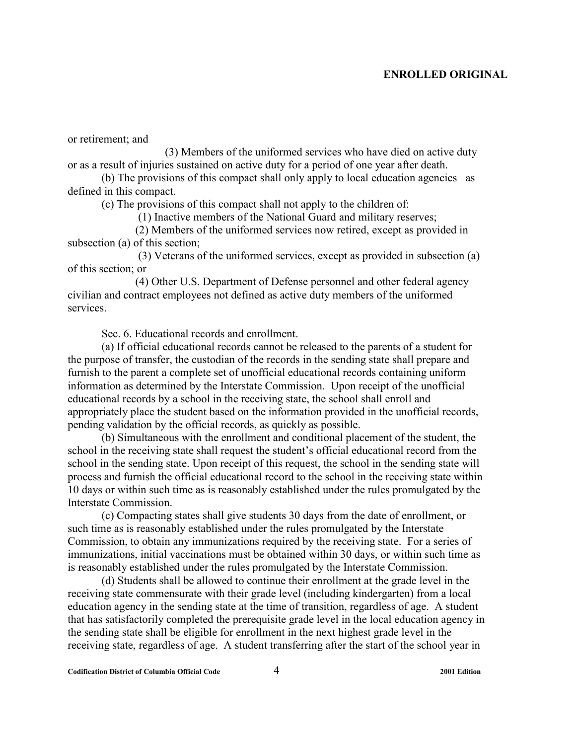or retirement; and

(3) Members of the uniformed services who have died on active duty or as a result of injuries sustained on active duty for a period of one year after death.

(b) The provisions of this compact shall only apply to local education agencies as defined in this compact.

(c) The provisions of this compact shall not apply to the children of:

(1) Inactive members of the National Guard and military reserves;

(2) Members of the uniformed services now retired, except as provided in subsection (a) of this section;

(3) Veterans of the uniformed services, except as provided in subsection (a) of this section; or

(4) Other U.S. Department of Defense personnel and other federal agency civilian and contract employees not defined as active duty members of the uniformed services.

Sec. 6. Educational records and enrollment.

(a) If official educational records cannot be released to the parents of a student for the purpose of transfer, the custodian of the records in the sending state shall prepare and furnish to the parent a complete set of unofficial educational records containing uniform information as determined by the Interstate Commission. Upon receipt of the unofficial educational records by a school in the receiving state, the school shall enroll and appropriately place the student based on the information provided in the unofficial records, pending validation by the official records, as quickly as possible.

(b) Simultaneous with the enrollment and conditional placement of the student, the school in the receiving state shall request the student's official educational record from the school in the sending state. Upon receipt of this request, the school in the sending state will process and furnish the official educational record to the school in the receiving state within 10 days or within such time as is reasonably established under the rules promulgated by the Interstate Commission.

(c) Compacting states shall give students 30 days from the date of enrollment, or such time as is reasonably established under the rules promulgated by the Interstate Commission, to obtain any immunizations required by the receiving state. For a series of immunizations, initial vaccinations must be obtained within 30 days, or within such time as is reasonably established under the rules promulgated by the Interstate Commission.

(d) Students shall be allowed to continue their enrollment at the grade level in the receiving state commensurate with their grade level (including kindergarten) from a local education agency in the sending state at the time of transition, regardless of age. A student that has satisfactorily completed the prerequisite grade level in the local education agency in the sending state shall be eligible for enrollment in the next highest grade level in the receiving state, regardless of age. A student transferring after the start of the school year in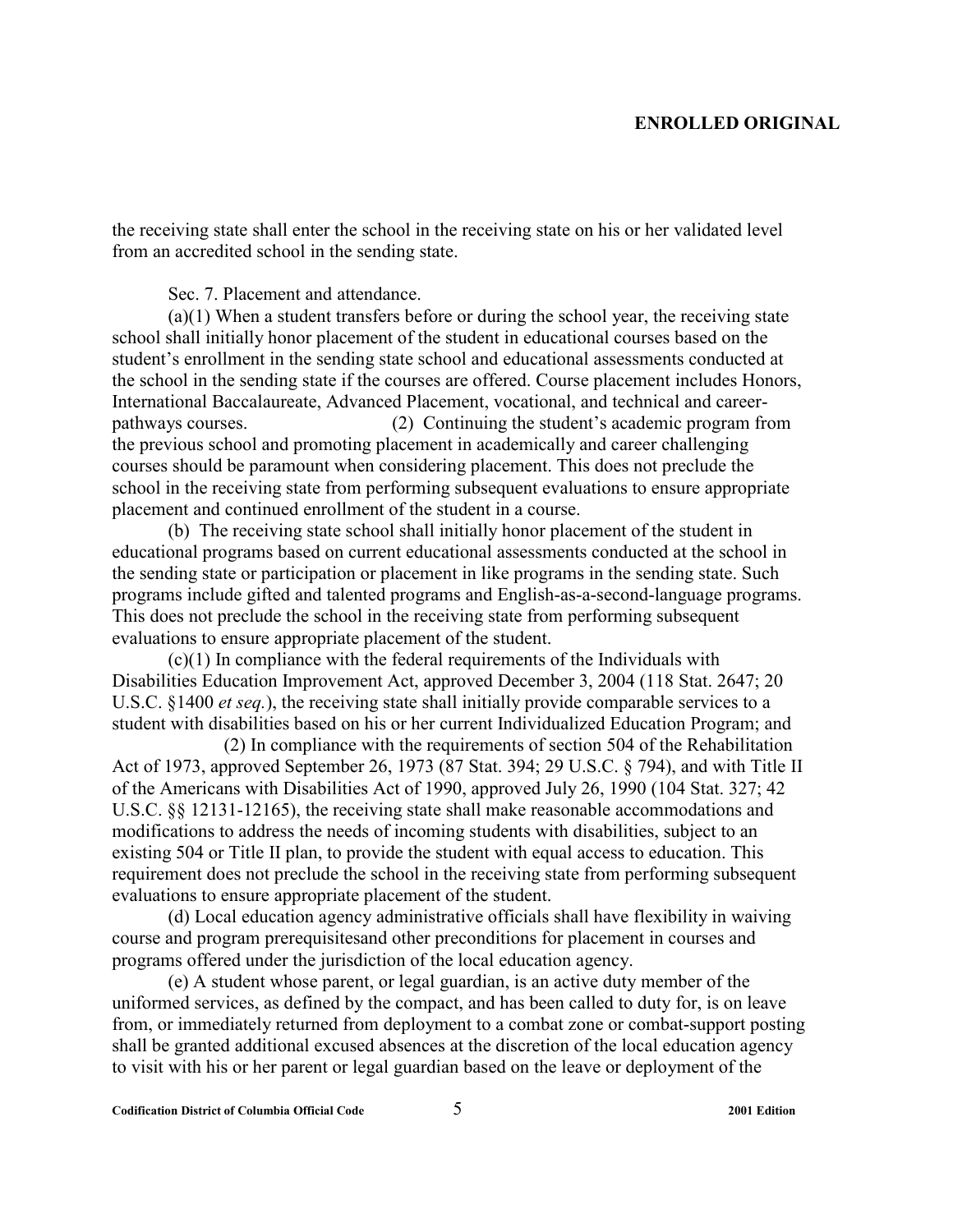the receiving state shall enter the school in the receiving state on his or her validated level from an accredited school in the sending state.

Sec. 7. Placement and attendance.

(a)(1) When a student transfers before or during the school year, the receiving state school shall initially honor placement of the student in educational courses based on the student's enrollment in the sending state school and educational assessments conducted at the school in the sending state if the courses are offered. Course placement includes Honors, International Baccalaureate, Advanced Placement, vocational, and technical and career-pathways courses. (2) Continuing the student's academic program from the previous school and promoting placement in academically and career challenging courses should be paramount when considering placement. This does not preclude the school in the receiving state from performing subsequent evaluations to ensure appropriate placement and continued enrollment of the student in a course.

(b) The receiving state school shall initially honor placement of the student in educational programs based on current educational assessments conducted at the school in the sending state or participation or placement in like programs in the sending state. Such programs include gifted and talented programs and English-as-a-second-language programs. This does not preclude the school in the receiving state from performing subsequent evaluations to ensure appropriate placement of the student.

(c)(1) In compliance with the federal requirements of the Individuals with Disabilities Education Improvement Act, approved December 3, 2004 (118 Stat. 2647; 20 U.S.C. §1400 *et seq.*), the receiving state shall initially provide comparable services to a student with disabilities based on his or her current Individualized Education Program; and

(2) In compliance with the requirements of section 504 of the Rehabilitation Act of 1973, approved September 26, 1973 (87 Stat. 394; 29 U.S.C. § 794), and with Title II of the Americans with Disabilities Act of 1990, approved July 26, 1990 (104 Stat. 327; 42 U.S.C. §§ 12131-12165), the receiving state shall make reasonable accommodations and modifications to address the needs of incoming students with disabilities, subject to an existing 504 or Title II plan, to provide the student with equal access to education. This requirement does not preclude the school in the receiving state from performing subsequent evaluations to ensure appropriate placement of the student.

(d) Local education agency administrative officials shall have flexibility in waiving course and program prerequisitesand other preconditions for placement in courses and programs offered under the jurisdiction of the local education agency.

(e) A student whose parent, or legal guardian, is an active duty member of the uniformed services, as defined by the compact, and has been called to duty for, is on leave from, or immediately returned from deployment to a combat zone or combat-support posting shall be granted additional excused absences at the discretion of the local education agency to visit with his or her parent or legal guardian based on the leave or deployment of the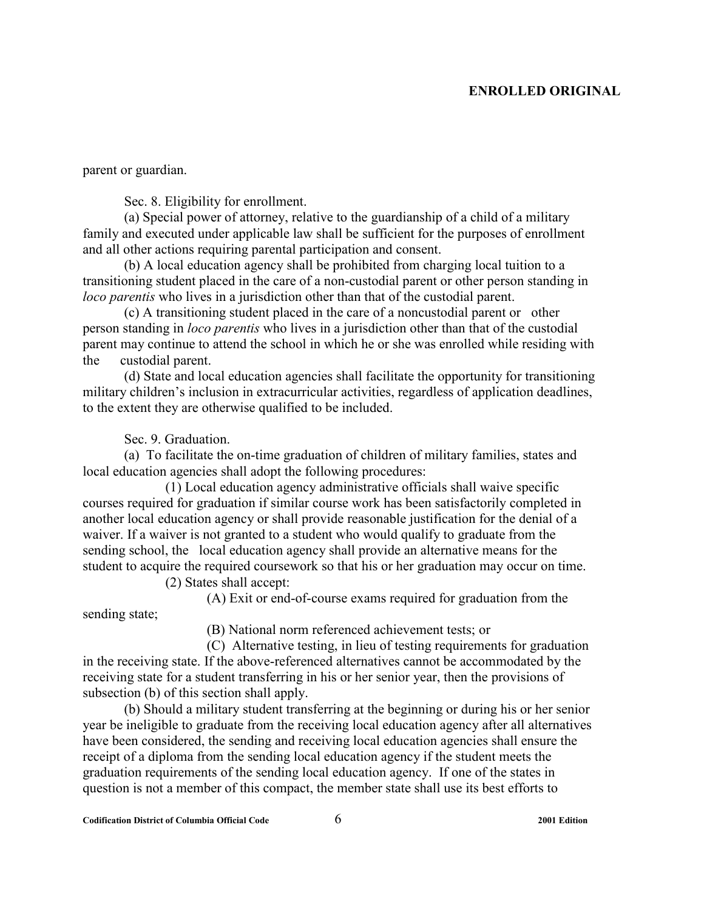parent or guardian.

Sec. 8. Eligibility for enrollment.

(a) Special power of attorney, relative to the guardianship of a child of a military family and executed under applicable law shall be sufficient for the purposes of enrollment and all other actions requiring parental participation and consent.

(b) A local education agency shall be prohibited from charging local tuition to a transitioning student placed in the care of a non-custodial parent or other person standing in *loco parentis* who lives in a jurisdiction other than that of the custodial parent.

(c) A transitioning student placed in the care of a noncustodial parent or other person standing in *loco parentis* who lives in a jurisdiction other than that of the custodial parent may continue to attend the school in which he or she was enrolled while residing with the custodial parent.

(d) State and local education agencies shall facilitate the opportunity for transitioning military children's inclusion in extracurricular activities, regardless of application deadlines, to the extent they are otherwise qualified to be included.

Sec. 9. Graduation.

(a) To facilitate the on-time graduation of children of military families, states and local education agencies shall adopt the following procedures:

(1) Local education agency administrative officials shall waive specific courses required for graduation if similar course work has been satisfactorily completed in another local education agency or shall provide reasonable justification for the denial of a waiver. If a waiver is not granted to a student who would qualify to graduate from the sending school, the local education agency shall provide an alternative means for the student to acquire the required coursework so that his or her graduation may occur on time.

(2) States shall accept:

(A) Exit or end-of-course exams required for graduation from the sending state;

(B) National norm referenced achievement tests; or

(C) Alternative testing, in lieu of testing requirements for graduation in the receiving state. If the above-referenced alternatives cannot be accommodated by the receiving state for a student transferring in his or her senior year, then the provisions of subsection (b) of this section shall apply.

(b) Should a military student transferring at the beginning or during his or her senior year be ineligible to graduate from the receiving local education agency after all alternatives have been considered, the sending and receiving local education agencies shall ensure the receipt of a diploma from the sending local education agency if the student meets the graduation requirements of the sending local education agency. If one of the states in question is not a member of this compact, the member state shall use its best efforts to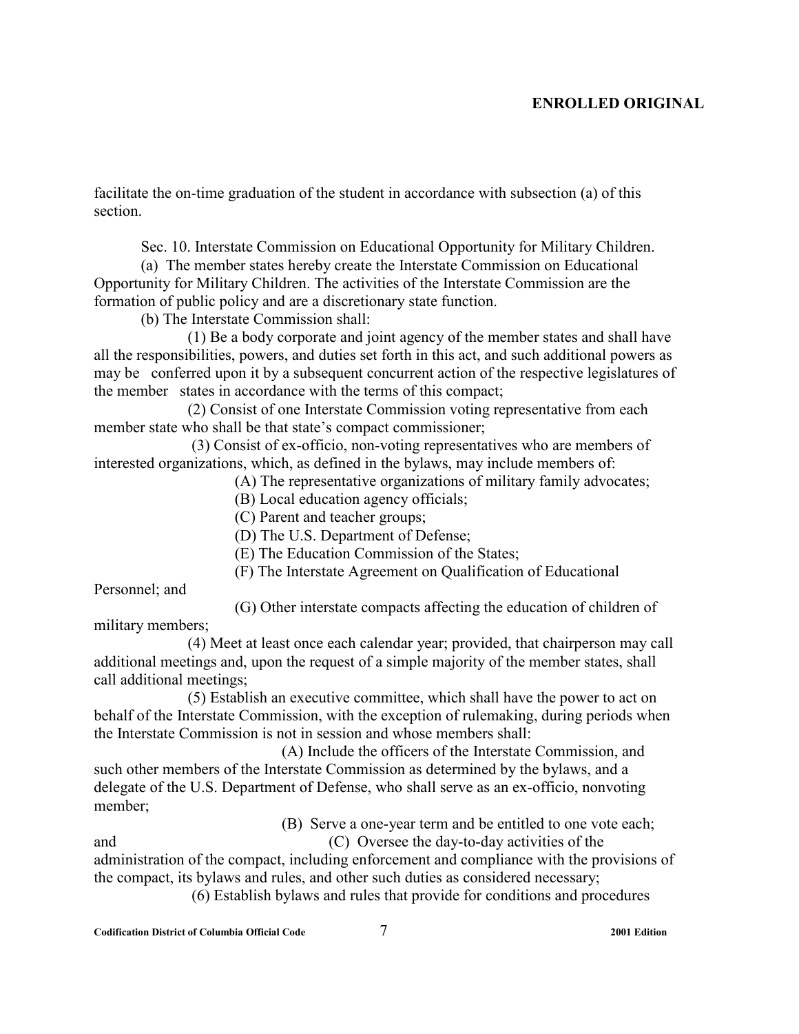facilitate the on-time graduation of the student in accordance with subsection (a) of this section.

Sec. 10. Interstate Commission on Educational Opportunity for Military Children.

(a) The member states hereby create the Interstate Commission on Educational Opportunity for Military Children. The activities of the Interstate Commission are the formation of public policy and are a discretionary state function.

(b) The Interstate Commission shall:

(1) Be a body corporate and joint agency of the member states and shall have all the responsibilities, powers, and duties set forth in this act, and such additional powers as may be conferred upon it by a subsequent concurrent action of the respective legislatures of the member states in accordance with the terms of this compact;

(2) Consist of one Interstate Commission voting representative from each member state who shall be that state's compact commissioner;

(3) Consist of ex-officio, non-voting representatives who are members of interested organizations, which, as defined in the bylaws, may include members of:

(A) The representative organizations of military family advocates;

(B) Local education agency officials;

(C) Parent and teacher groups;

(D) The U.S. Department of Defense;

(E) The Education Commission of the States;

(F) The Interstate Agreement on Qualification of Educational Personnel; and

(G) Other interstate compacts affecting the education of children of military members;

(4) Meet at least once each calendar year; provided, that chairperson may call additional meetings and, upon the request of a simple majority of the member states, shall call additional meetings;

(5) Establish an executive committee, which shall have the power to act on behalf of the Interstate Commission, with the exception of rulemaking, during periods when the Interstate Commission is not in session and whose members shall:

(A) Include the officers of the Interstate Commission, and such other members of the Interstate Commission as determined by the bylaws, and a delegate of the U.S. Department of Defense, who shall serve as an ex-officio, nonvoting member;

(B) Serve a one-year term and be entitled to one vote each; and

(C) Oversee the day-to-day activities of the administration of the compact, including enforcement and compliance with the provisions of the compact, its bylaws and rules, and other such duties as considered necessary;

(6) Establish bylaws and rules that provide for conditions and procedures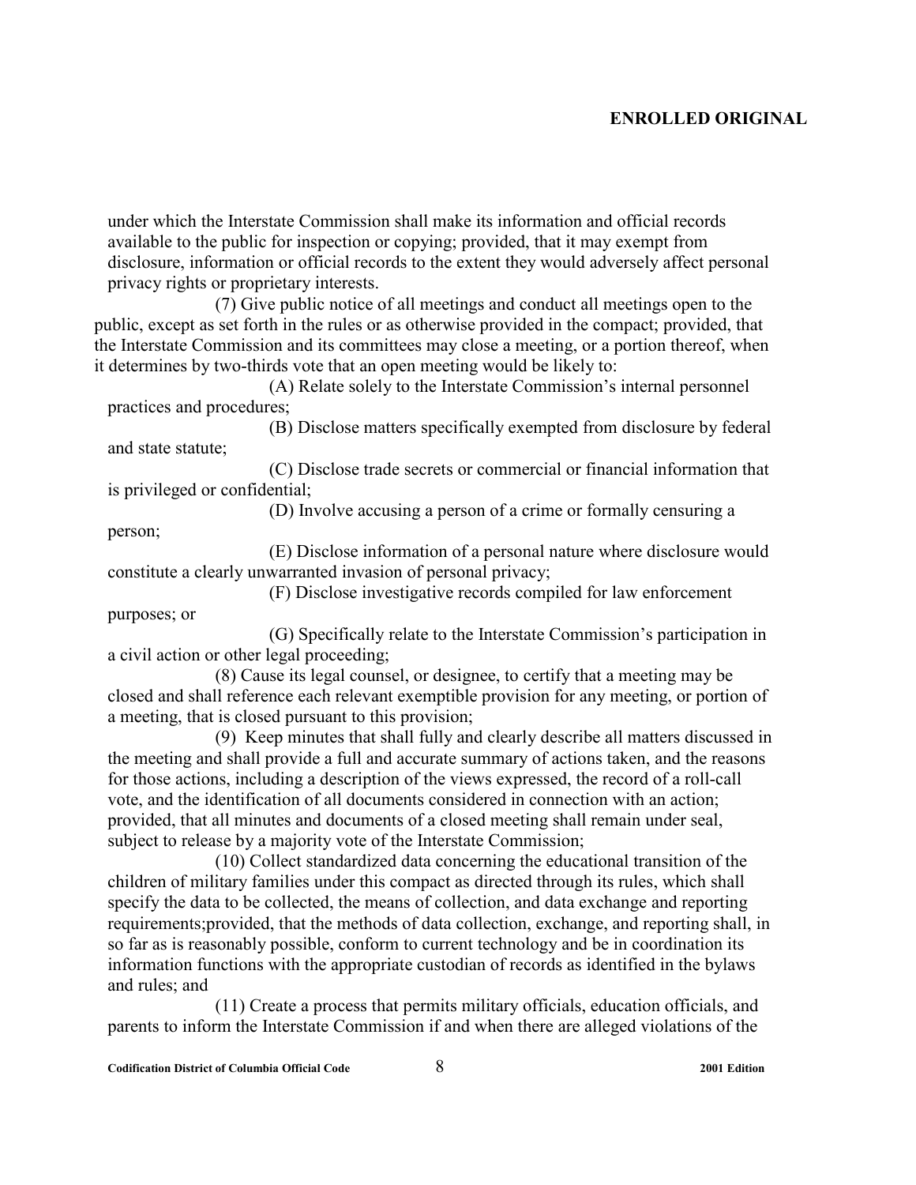under which the Interstate Commission shall make its information and official records available to the public for inspection or copying; provided, that it may exempt from disclosure, information or official records to the extent they would adversely affect personal privacy rights or proprietary interests.

(7) Give public notice of all meetings and conduct all meetings open to the public, except as set forth in the rules or as otherwise provided in the compact; provided, that the Interstate Commission and its committees may close a meeting, or a portion thereof, when it determines by two-thirds vote that an open meeting would be likely to:

(A) Relate solely to the Interstate Commission's internal personnel practices and procedures;

(B) Disclose matters specifically exempted from disclosure by federal and state statute;

(C) Disclose trade secrets or commercial or financial information that is privileged or confidential;

(D) Involve accusing a person of a crime or formally censuring a person;

(E) Disclose information of a personal nature where disclosure would constitute a clearly unwarranted invasion of personal privacy;

(F) Disclose investigative records compiled for law enforcement purposes; or

(G) Specifically relate to the Interstate Commission's participation in a civil action or other legal proceeding;

(8) Cause its legal counsel, or designee, to certify that a meeting may be closed and shall reference each relevant exemptible provision for any meeting, or portion of a meeting, that is closed pursuant to this provision;

(9) Keep minutes that shall fully and clearly describe all matters discussed in the meeting and shall provide a full and accurate summary of actions taken, and the reasons for those actions, including a description of the views expressed, the record of a roll-call vote, and the identification of all documents considered in connection with an action; provided, that all minutes and documents of a closed meeting shall remain under seal, subject to release by a majority vote of the Interstate Commission;

(10) Collect standardized data concerning the educational transition of the children of military families under this compact as directed through its rules, which shall specify the data to be collected, the means of collection, and data exchange and reporting requirements;provided, that the methods of data collection, exchange, and reporting shall, in so far as is reasonably possible, conform to current technology and be in coordination its information functions with the appropriate custodian of records as identified in the bylaws and rules; and

(11) Create a process that permits military officials, education officials, and parents to inform the Interstate Commission if and when there are alleged violations of the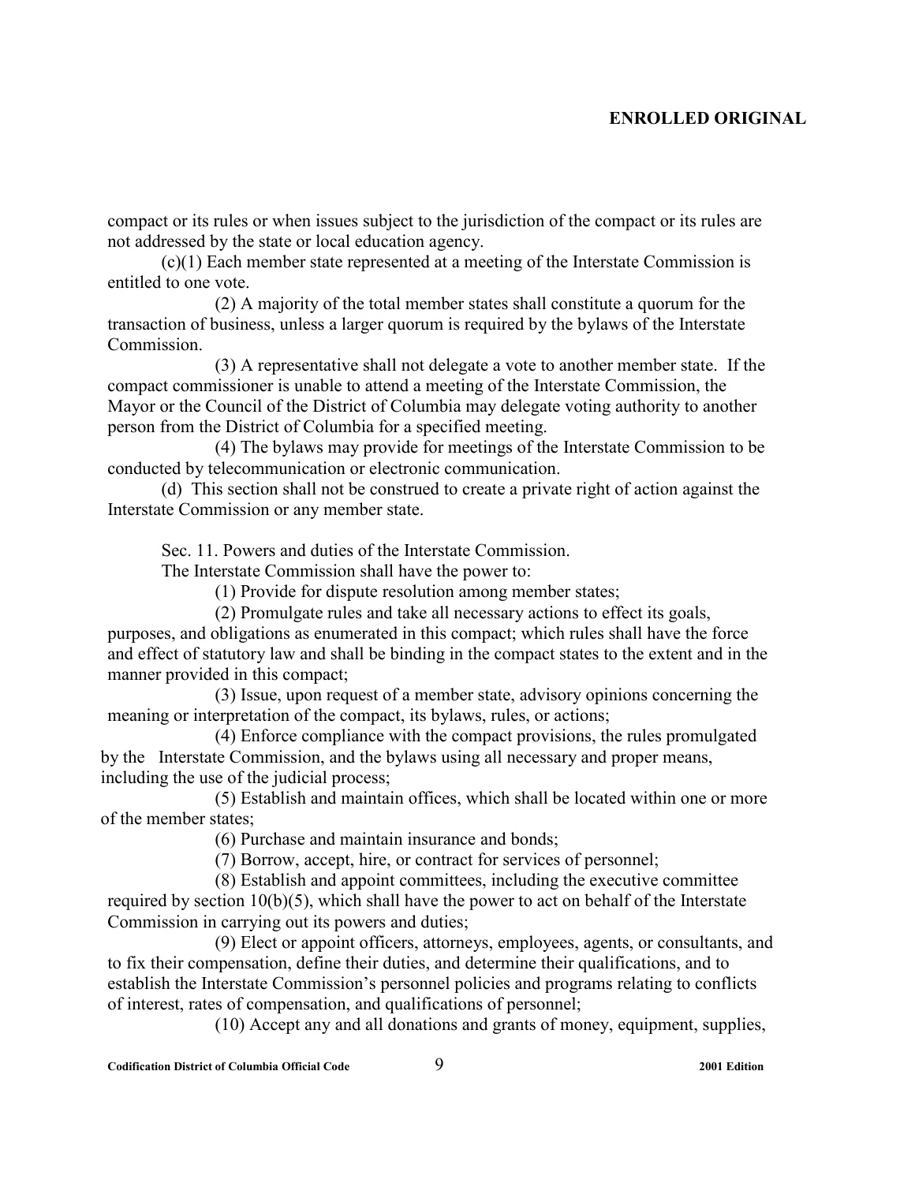compact or its rules or when issues subject to the jurisdiction of the compact or its rules are not addressed by the state or local education agency.

(c)(1) Each member state represented at a meeting of the Interstate Commission is entitled to one vote.

(2) A majority of the total member states shall constitute a quorum for the transaction of business, unless a larger quorum is required by the bylaws of the Interstate Commission.

(3) A representative shall not delegate a vote to another member state. If the compact commissioner is unable to attend a meeting of the Interstate Commission, the Mayor or the Council of the District of Columbia may delegate voting authority to another person from the District of Columbia for a specified meeting.

(4) The bylaws may provide for meetings of the Interstate Commission to be conducted by telecommunication or electronic communication.

(d) This section shall not be construed to create a private right of action against the Interstate Commission or any member state.

Sec. 11. Powers and duties of the Interstate Commission.

The Interstate Commission shall have the power to:

(1) Provide for dispute resolution among member states;

(2) Promulgate rules and take all necessary actions to effect its goals, purposes, and obligations as enumerated in this compact; which rules shall have the force and effect of statutory law and shall be binding in the compact states to the extent and in the manner provided in this compact;

(3) Issue, upon request of a member state, advisory opinions concerning the meaning or interpretation of the compact, its bylaws, rules, or actions;

(4) Enforce compliance with the compact provisions, the rules promulgated by the Interstate Commission, and the bylaws using all necessary and proper means, including the use of the judicial process;

(5) Establish and maintain offices, which shall be located within one or more of the member states;

(6) Purchase and maintain insurance and bonds;

(7) Borrow, accept, hire, or contract for services of personnel;

(8) Establish and appoint committees, including the executive committee required by section 10(b)(5), which shall have the power to act on behalf of the Interstate Commission in carrying out its powers and duties;

(9) Elect or appoint officers, attorneys, employees, agents, or consultants, and to fix their compensation, define their duties, and determine their qualifications, and to establish the Interstate Commission's personnel policies and programs relating to conflicts of interest, rates of compensation, and qualifications of personnel;

(10) Accept any and all donations and grants of money, equipment, supplies,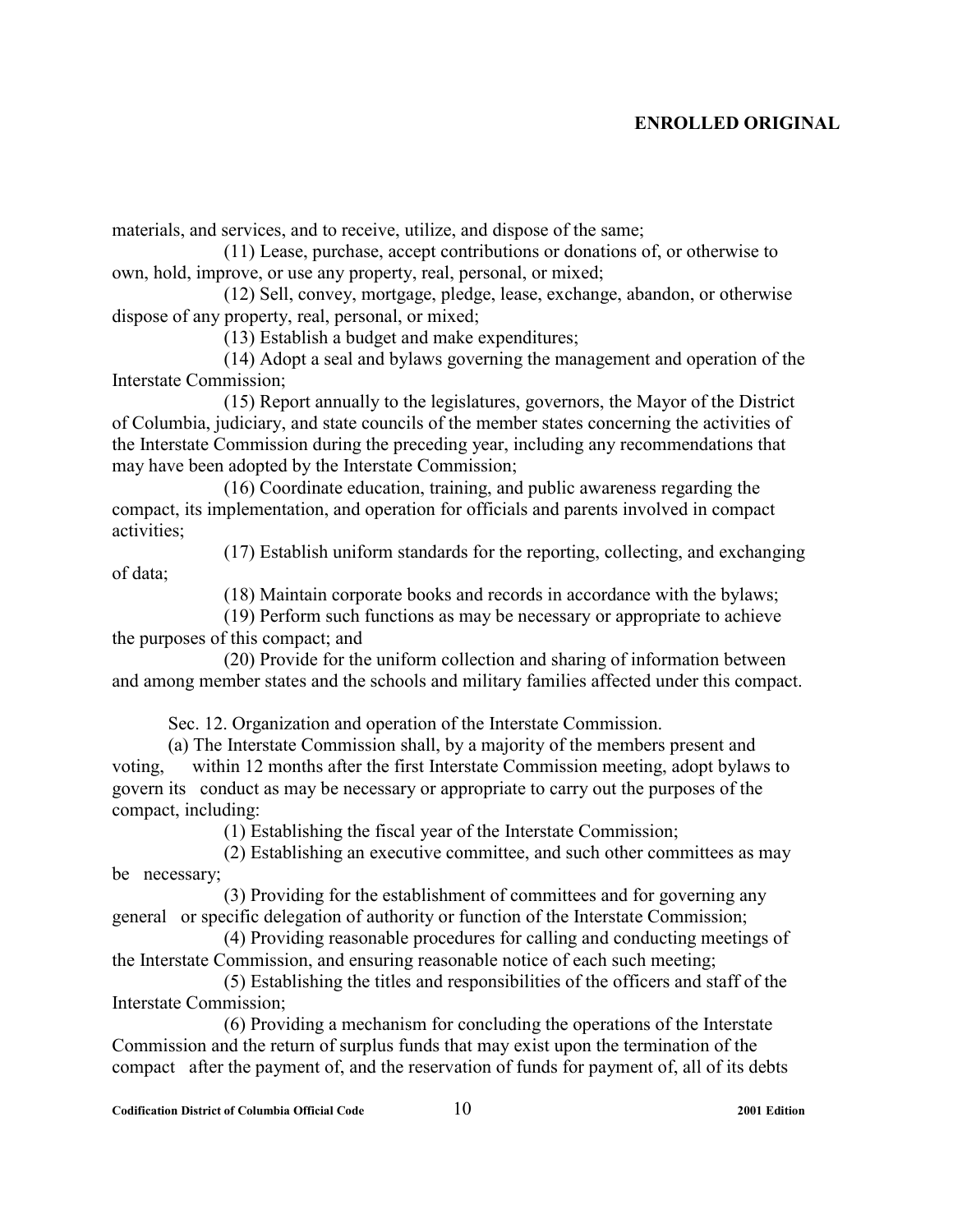materials, and services, and to receive, utilize, and dispose of the same;

(11) Lease, purchase, accept contributions or donations of, or otherwise to own, hold, improve, or use any property, real, personal, or mixed;

(12) Sell, convey, mortgage, pledge, lease, exchange, abandon, or otherwise dispose of any property, real, personal, or mixed;

(13) Establish a budget and make expenditures;

(14) Adopt a seal and bylaws governing the management and operation of the Interstate Commission;

(15) Report annually to the legislatures, governors, the Mayor of the District of Columbia, judiciary, and state councils of the member states concerning the activities of the Interstate Commission during the preceding year, including any recommendations that may have been adopted by the Interstate Commission;

(16) Coordinate education, training, and public awareness regarding the compact, its implementation, and operation for officials and parents involved in compact activities;

(17) Establish uniform standards for the reporting, collecting, and exchanging of data;

(18) Maintain corporate books and records in accordance with the bylaws;

(19) Perform such functions as may be necessary or appropriate to achieve the purposes of this compact; and

(20) Provide for the uniform collection and sharing of information between and among member states and the schools and military families affected under this compact.

Sec. 12. Organization and operation of the Interstate Commission.

(a) The Interstate Commission shall, by a majority of the members present and voting, within 12 months after the first Interstate Commission meeting, adopt bylaws to govern its conduct as may be necessary or appropriate to carry out the purposes of the compact, including:

(1) Establishing the fiscal year of the Interstate Commission;

(2) Establishing an executive committee, and such other committees as may be necessary;

(3) Providing for the establishment of committees and for governing any general or specific delegation of authority or function of the Interstate Commission;

(4) Providing reasonable procedures for calling and conducting meetings of the Interstate Commission, and ensuring reasonable notice of each such meeting;

(5) Establishing the titles and responsibilities of the officers and staff of the Interstate Commission;

(6) Providing a mechanism for concluding the operations of the Interstate Commission and the return of surplus funds that may exist upon the termination of the compact after the payment of, and the reservation of funds for payment of, all of its debts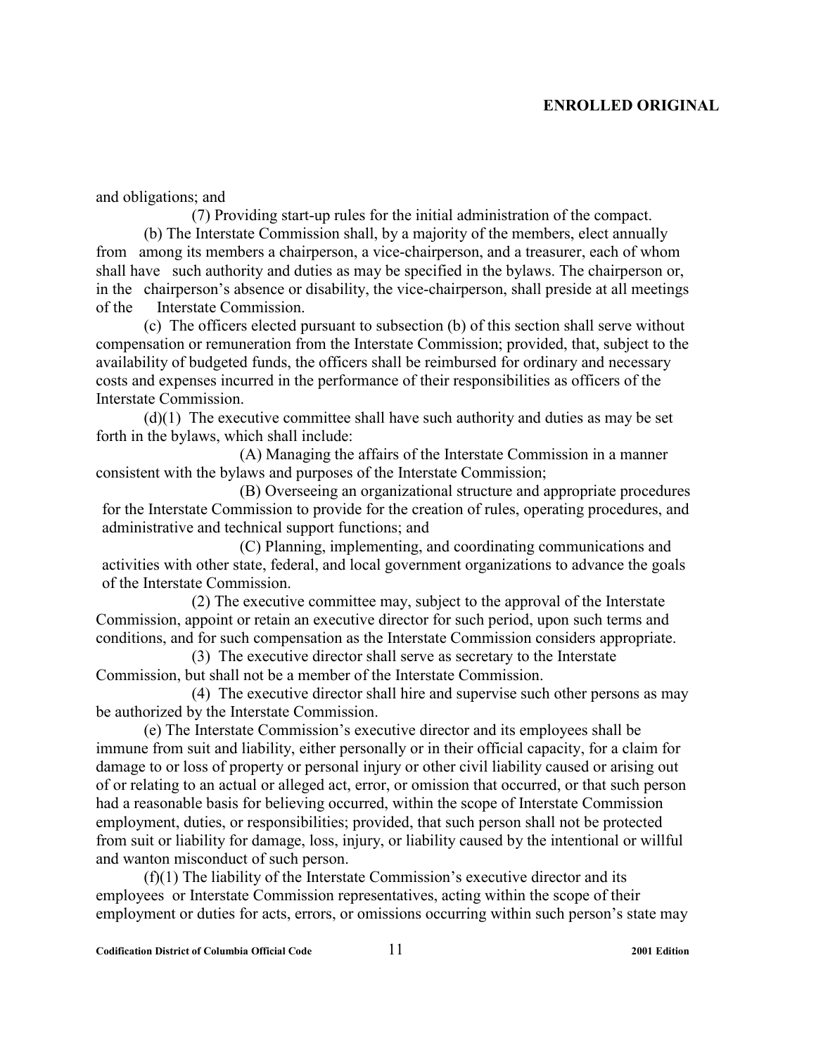and obligations; and

(7) Providing start-up rules for the initial administration of the compact.

(b) The Interstate Commission shall, by a majority of the members, elect annually from among its members a chairperson, a vice-chairperson, and a treasurer, each of whom shall have such authority and duties as may be specified in the bylaws. The chairperson or, in the chairperson's absence or disability, the vice-chairperson, shall preside at all meetings of the Interstate Commission.

(c) The officers elected pursuant to subsection (b) of this section shall serve without compensation or remuneration from the Interstate Commission; provided, that, subject to the availability of budgeted funds, the officers shall be reimbursed for ordinary and necessary costs and expenses incurred in the performance of their responsibilities as officers of the Interstate Commission.

(d)(1) The executive committee shall have such authority and duties as may be set forth in the bylaws, which shall include:

(A) Managing the affairs of the Interstate Commission in a manner consistent with the bylaws and purposes of the Interstate Commission;

(B) Overseeing an organizational structure and appropriate procedures for the Interstate Commission to provide for the creation of rules, operating procedures, and administrative and technical support functions; and

(C) Planning, implementing, and coordinating communications and activities with other state, federal, and local government organizations to advance the goals of the Interstate Commission.

(2) The executive committee may, subject to the approval of the Interstate Commission, appoint or retain an executive director for such period, upon such terms and conditions, and for such compensation as the Interstate Commission considers appropriate.

(3) The executive director shall serve as secretary to the Interstate Commission, but shall not be a member of the Interstate Commission.

(4) The executive director shall hire and supervise such other persons as may be authorized by the Interstate Commission.

(e) The Interstate Commission's executive director and its employees shall be immune from suit and liability, either personally or in their official capacity, for a claim for damage to or loss of property or personal injury or other civil liability caused or arising out of or relating to an actual or alleged act, error, or omission that occurred, or that such person had a reasonable basis for believing occurred, within the scope of Interstate Commission employment, duties, or responsibilities; provided, that such person shall not be protected from suit or liability for damage, loss, injury, or liability caused by the intentional or willful and wanton misconduct of such person.

(f)(1) The liability of the Interstate Commission's executive director and its employees or Interstate Commission representatives, acting within the scope of their employment or duties for acts, errors, or omissions occurring within such person's state may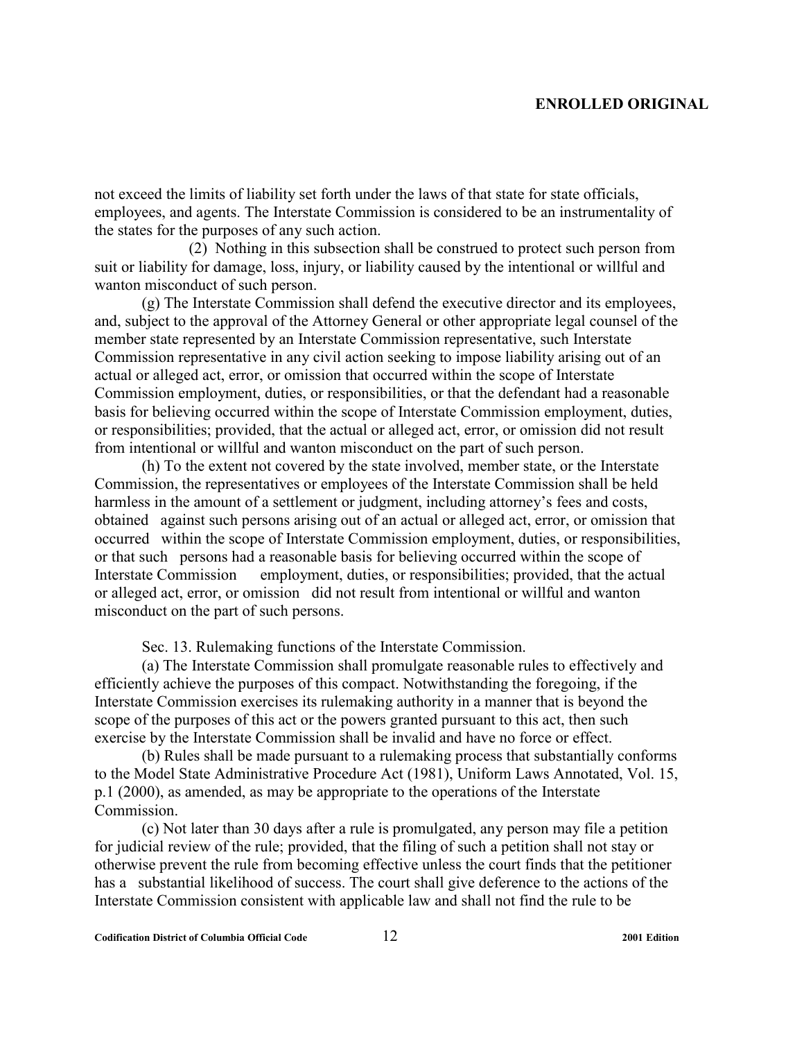not exceed the limits of liability set forth under the laws of that state for state officials, employees, and agents. The Interstate Commission is considered to be an instrumentality of the states for the purposes of any such action.

(2) Nothing in this subsection shall be construed to protect such person from suit or liability for damage, loss, injury, or liability caused by the intentional or willful and wanton misconduct of such person.

(g) The Interstate Commission shall defend the executive director and its employees, and, subject to the approval of the Attorney General or other appropriate legal counsel of the member state represented by an Interstate Commission representative, such Interstate Commission representative in any civil action seeking to impose liability arising out of an actual or alleged act, error, or omission that occurred within the scope of Interstate Commission employment, duties, or responsibilities, or that the defendant had a reasonable basis for believing occurred within the scope of Interstate Commission employment, duties, or responsibilities; provided, that the actual or alleged act, error, or omission did not result from intentional or willful and wanton misconduct on the part of such person.

(h) To the extent not covered by the state involved, member state, or the Interstate Commission, the representatives or employees of the Interstate Commission shall be held harmless in the amount of a settlement or judgment, including attorney's fees and costs, obtained against such persons arising out of an actual or alleged act, error, or omission that occurred within the scope of Interstate Commission employment, duties, or responsibilities, or that such persons had a reasonable basis for believing occurred within the scope of Interstate Commission employment, duties, or responsibilities; provided, that the actual or alleged act, error, or omission did not result from intentional or willful and wanton misconduct on the part of such persons.

Sec. 13. Rulemaking functions of the Interstate Commission.

(a) The Interstate Commission shall promulgate reasonable rules to effectively and efficiently achieve the purposes of this compact. Notwithstanding the foregoing, if the Interstate Commission exercises its rulemaking authority in a manner that is beyond the scope of the purposes of this act or the powers granted pursuant to this act, then such exercise by the Interstate Commission shall be invalid and have no force or effect.

(b) Rules shall be made pursuant to a rulemaking process that substantially conforms to the Model State Administrative Procedure Act (1981), Uniform Laws Annotated, Vol. 15, p.1 (2000), as amended, as may be appropriate to the operations of the Interstate Commission.

(c) Not later than 30 days after a rule is promulgated, any person may file a petition for judicial review of the rule; provided, that the filing of such a petition shall not stay or otherwise prevent the rule from becoming effective unless the court finds that the petitioner has a substantial likelihood of success. The court shall give deference to the actions of the Interstate Commission consistent with applicable law and shall not find the rule to be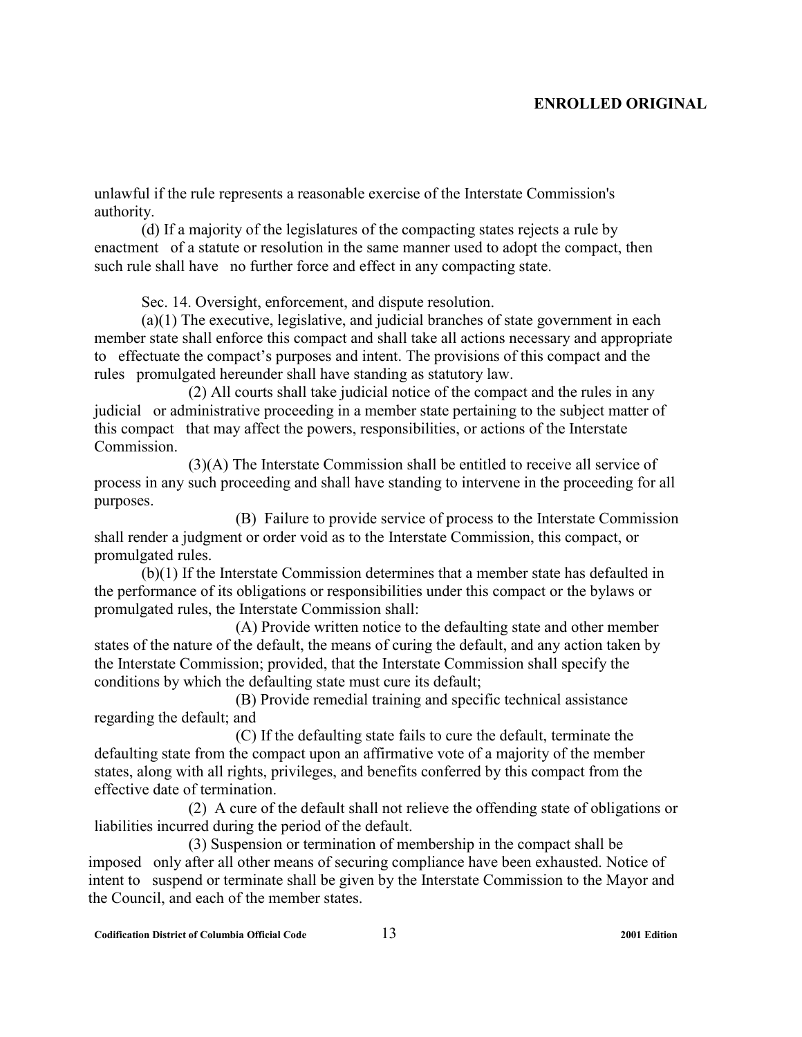unlawful if the rule represents a reasonable exercise of the Interstate Commission's authority.

(d) If a majority of the legislatures of the compacting states rejects a rule by enactment of a statute or resolution in the same manner used to adopt the compact, then such rule shall have no further force and effect in any compacting state.

Sec. 14. Oversight, enforcement, and dispute resolution.

(a)(1) The executive, legislative, and judicial branches of state government in each member state shall enforce this compact and shall take all actions necessary and appropriate to effectuate the compact's purposes and intent. The provisions of this compact and the rules promulgated hereunder shall have standing as statutory law.

(2) All courts shall take judicial notice of the compact and the rules in any judicial or administrative proceeding in a member state pertaining to the subject matter of this compact that may affect the powers, responsibilities, or actions of the Interstate Commission.

(3)(A) The Interstate Commission shall be entitled to receive all service of process in any such proceeding and shall have standing to intervene in the proceeding for all purposes.

(B) Failure to provide service of process to the Interstate Commission shall render a judgment or order void as to the Interstate Commission, this compact, or promulgated rules.

(b)(1) If the Interstate Commission determines that a member state has defaulted in the performance of its obligations or responsibilities under this compact or the bylaws or promulgated rules, the Interstate Commission shall:

(A) Provide written notice to the defaulting state and other member states of the nature of the default, the means of curing the default, and any action taken by the Interstate Commission; provided, that the Interstate Commission shall specify the conditions by which the defaulting state must cure its default;

(B) Provide remedial training and specific technical assistance regarding the default; and

(C) If the defaulting state fails to cure the default, terminate the defaulting state from the compact upon an affirmative vote of a majority of the member states, along with all rights, privileges, and benefits conferred by this compact from the effective date of termination.

(2) A cure of the default shall not relieve the offending state of obligations or liabilities incurred during the period of the default.

(3) Suspension or termination of membership in the compact shall be imposed only after all other means of securing compliance have been exhausted. Notice of intent to suspend or terminate shall be given by the Interstate Commission to the Mayor and the Council, and each of the member states.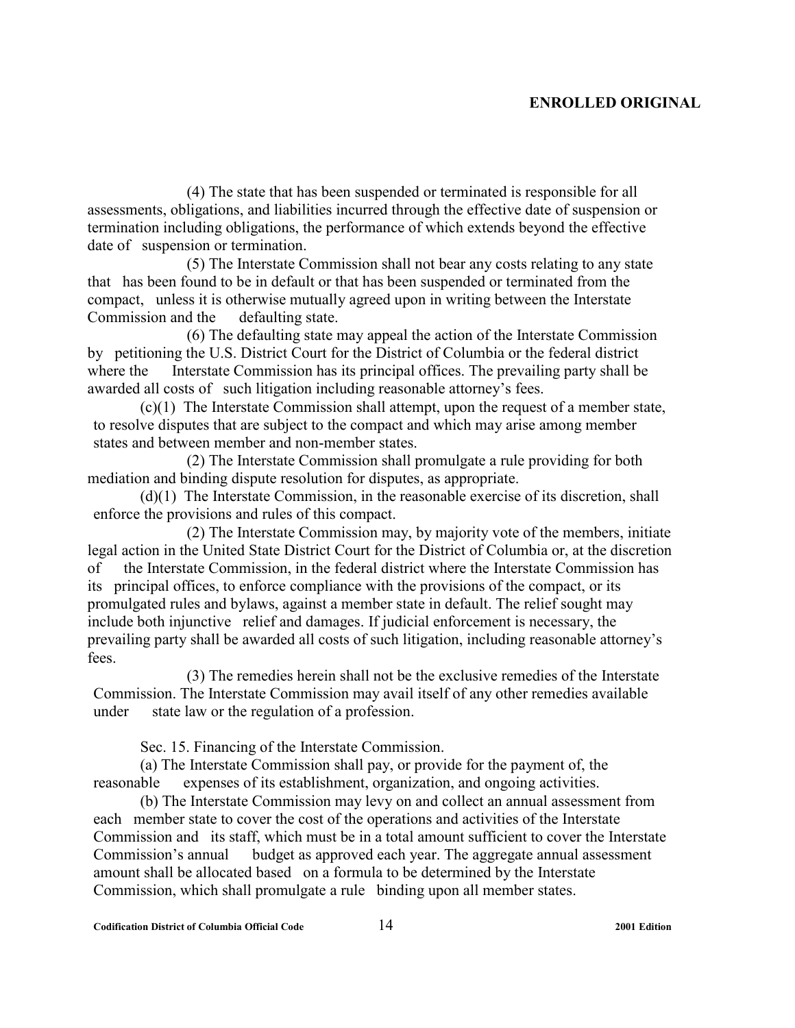(4) The state that has been suspended or terminated is responsible for all assessments, obligations, and liabilities incurred through the effective date of suspension or termination including obligations, the performance of which extends beyond the effective date of suspension or termination.

(5) The Interstate Commission shall not bear any costs relating to any state that has been found to be in default or that has been suspended or terminated from the compact, unless it is otherwise mutually agreed upon in writing between the Interstate Commission and the defaulting state.

(6) The defaulting state may appeal the action of the Interstate Commission by petitioning the U.S. District Court for the District of Columbia or the federal district where the Interstate Commission has its principal offices. The prevailing party shall be awarded all costs of such litigation including reasonable attorney's fees.

(c)(1) The Interstate Commission shall attempt, upon the request of a member state, to resolve disputes that are subject to the compact and which may arise among member states and between member and non-member states.

(2) The Interstate Commission shall promulgate a rule providing for both mediation and binding dispute resolution for disputes, as appropriate.

(d)(1) The Interstate Commission, in the reasonable exercise of its discretion, shall enforce the provisions and rules of this compact.

(2) The Interstate Commission may, by majority vote of the members, initiate legal action in the United State District Court for the District of Columbia or, at the discretion of the Interstate Commission, in the federal district where the Interstate Commission has its principal offices, to enforce compliance with the provisions of the compact, or its promulgated rules and bylaws, against a member state in default. The relief sought may include both injunctive relief and damages. If judicial enforcement is necessary, the prevailing party shall be awarded all costs of such litigation, including reasonable attorney's fees.

(3) The remedies herein shall not be the exclusive remedies of the Interstate Commission. The Interstate Commission may avail itself of any other remedies available under state law or the regulation of a profession.

Sec. 15. Financing of the Interstate Commission.

(a) The Interstate Commission shall pay, or provide for the payment of, the reasonable expenses of its establishment, organization, and ongoing activities.

(b) The Interstate Commission may levy on and collect an annual assessment from each member state to cover the cost of the operations and activities of the Interstate Commission and its staff, which must be in a total amount sufficient to cover the Interstate Commission's annual budget as approved each year. The aggregate annual assessment amount shall be allocated based on a formula to be determined by the Interstate Commission, which shall promulgate a rule binding upon all member states.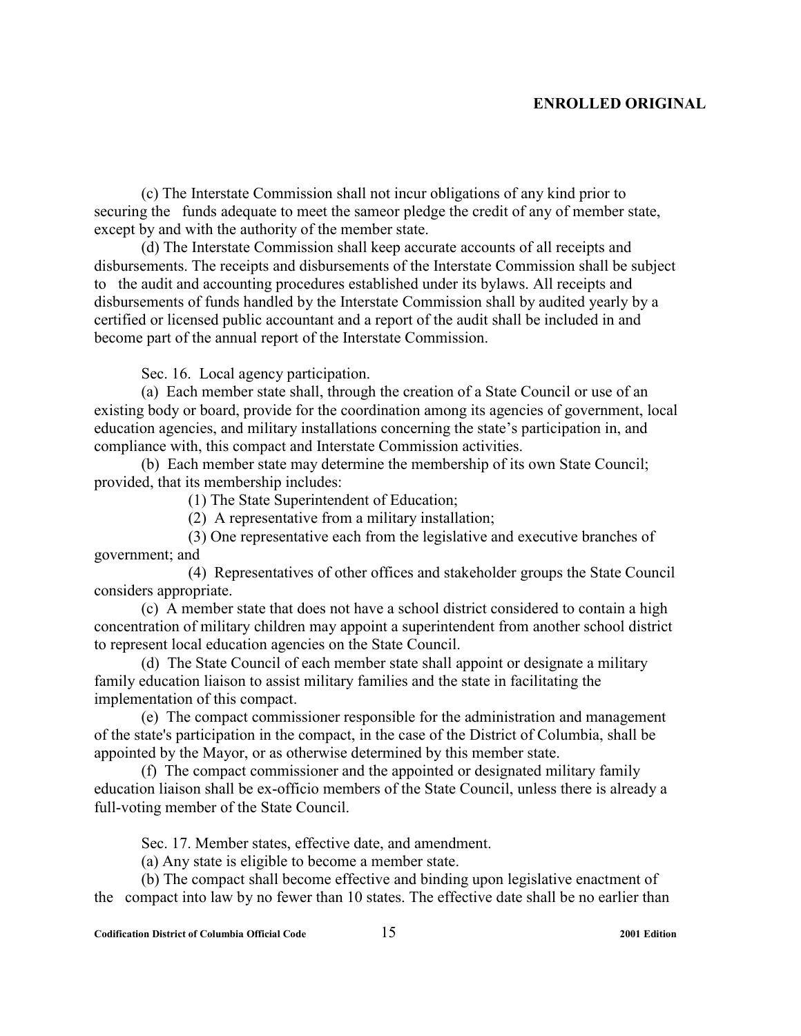(c) The Interstate Commission shall not incur obligations of any kind prior to securing the funds adequate to meet the sameor pledge the credit of any of member state, except by and with the authority of the member state.

(d) The Interstate Commission shall keep accurate accounts of all receipts and disbursements. The receipts and disbursements of the Interstate Commission shall be subject to the audit and accounting procedures established under its bylaws. All receipts and disbursements of funds handled by the Interstate Commission shall by audited yearly by a certified or licensed public accountant and a report of the audit shall be included in and become part of the annual report of the Interstate Commission.

Sec. 16. Local agency participation.

(a) Each member state shall, through the creation of a State Council or use of an existing body or board, provide for the coordination among its agencies of government, local education agencies, and military installations concerning the state's participation in, and compliance with, this compact and Interstate Commission activities.

(b) Each member state may determine the membership of its own State Council; provided, that its membership includes:

(1) The State Superintendent of Education;

(2) A representative from a military installation;

(3) One representative each from the legislative and executive branches of government; and

(4) Representatives of other offices and stakeholder groups the State Council considers appropriate.

(c) A member state that does not have a school district considered to contain a high concentration of military children may appoint a superintendent from another school district to represent local education agencies on the State Council.

(d) The State Council of each member state shall appoint or designate a military family education liaison to assist military families and the state in facilitating the implementation of this compact.

(e) The compact commissioner responsible for the administration and management of the state's participation in the compact, in the case of the District of Columbia, shall be appointed by the Mayor, or as otherwise determined by this member state.

(f) The compact commissioner and the appointed or designated military family education liaison shall be ex-officio members of the State Council, unless there is already a full-voting member of the State Council.

Sec. 17. Member states, effective date, and amendment.

(a) Any state is eligible to become a member state.

(b) The compact shall become effective and binding upon legislative enactment of the compact into law by no fewer than 10 states. The effective date shall be no earlier than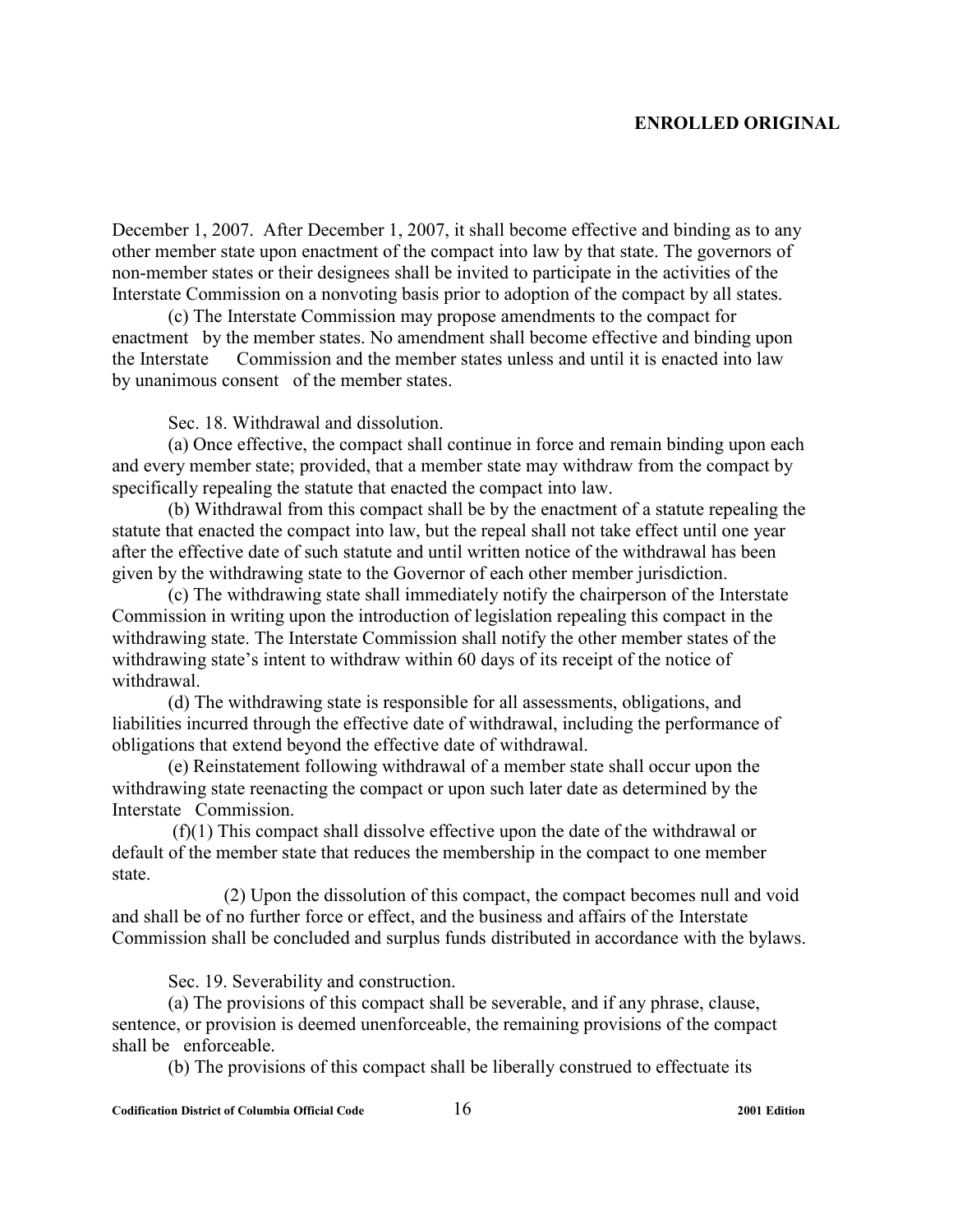December 1, 2007. After December 1, 2007, it shall become effective and binding as to any other member state upon enactment of the compact into law by that state. The governors of non-member states or their designees shall be invited to participate in the activities of the Interstate Commission on a nonvoting basis prior to adoption of the compact by all states.

(c) The Interstate Commission may propose amendments to the compact for enactment by the member states. No amendment shall become effective and binding upon the Interstate Commission and the member states unless and until it is enacted into law by unanimous consent of the member states.

Sec. 18. Withdrawal and dissolution.

(a) Once effective, the compact shall continue in force and remain binding upon each and every member state; provided, that a member state may withdraw from the compact by specifically repealing the statute that enacted the compact into law.

(b) Withdrawal from this compact shall be by the enactment of a statute repealing the statute that enacted the compact into law, but the repeal shall not take effect until one year after the effective date of such statute and until written notice of the withdrawal has been given by the withdrawing state to the Governor of each other member jurisdiction.

(c) The withdrawing state shall immediately notify the chairperson of the Interstate Commission in writing upon the introduction of legislation repealing this compact in the withdrawing state. The Interstate Commission shall notify the other member states of the withdrawing state's intent to withdraw within 60 days of its receipt of the notice of withdrawal.

(d) The withdrawing state is responsible for all assessments, obligations, and liabilities incurred through the effective date of withdrawal, including the performance of obligations that extend beyond the effective date of withdrawal.

(e) Reinstatement following withdrawal of a member state shall occur upon the withdrawing state reenacting the compact or upon such later date as determined by the Interstate Commission.

(f)(1) This compact shall dissolve effective upon the date of the withdrawal or default of the member state that reduces the membership in the compact to one member state.

(2) Upon the dissolution of this compact, the compact becomes null and void and shall be of no further force or effect, and the business and affairs of the Interstate Commission shall be concluded and surplus funds distributed in accordance with the bylaws.

Sec. 19. Severability and construction.

(a) The provisions of this compact shall be severable, and if any phrase, clause, sentence, or provision is deemed unenforceable, the remaining provisions of the compact shall be enforceable.

(b) The provisions of this compact shall be liberally construed to effectuate its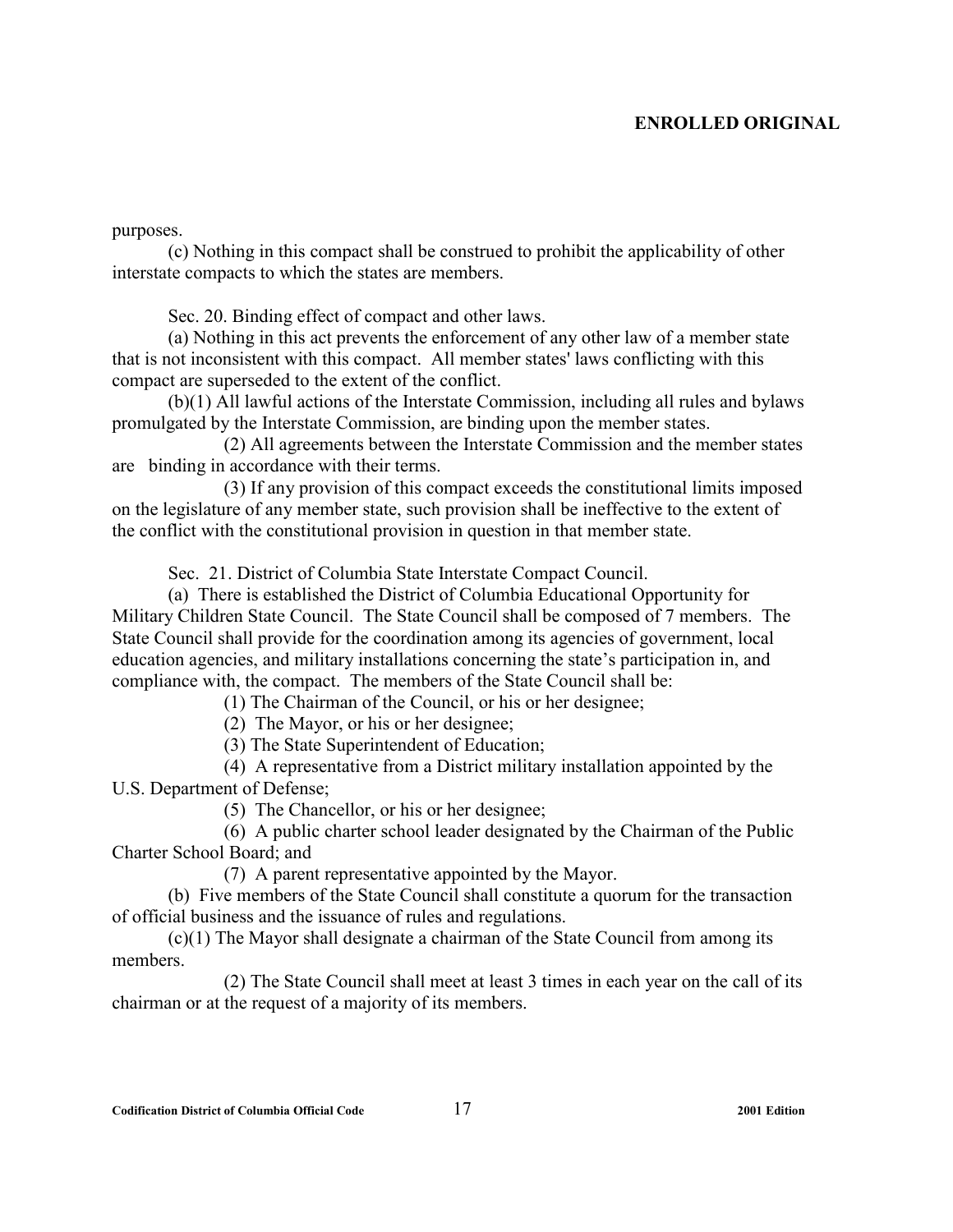purposes.

(c) Nothing in this compact shall be construed to prohibit the applicability of other interstate compacts to which the states are members.

Sec. 20. Binding effect of compact and other laws.

(a) Nothing in this act prevents the enforcement of any other law of a member state that is not inconsistent with this compact. All member states' laws conflicting with this compact are superseded to the extent of the conflict.

(b)(1) All lawful actions of the Interstate Commission, including all rules and bylaws promulgated by the Interstate Commission, are binding upon the member states.

(2) All agreements between the Interstate Commission and the member states are binding in accordance with their terms.

(3) If any provision of this compact exceeds the constitutional limits imposed on the legislature of any member state, such provision shall be ineffective to the extent of the conflict with the constitutional provision in question in that member state.

Sec. 21. District of Columbia State Interstate Compact Council.

(a) There is established the District of Columbia Educational Opportunity for Military Children State Council. The State Council shall be composed of 7 members. The State Council shall provide for the coordination among its agencies of government, local education agencies, and military installations concerning the state's participation in, and compliance with, the compact. The members of the State Council shall be:

(1) The Chairman of the Council, or his or her designee;

(2) The Mayor, or his or her designee;

(3) The State Superintendent of Education;

(4) A representative from a District military installation appointed by the U.S. Department of Defense;

(5) The Chancellor, or his or her designee;

(6) A public charter school leader designated by the Chairman of the Public Charter School Board; and

(7) A parent representative appointed by the Mayor.

(b) Five members of the State Council shall constitute a quorum for the transaction of official business and the issuance of rules and regulations.

(c)(1) The Mayor shall designate a chairman of the State Council from among its members.

(2) The State Council shall meet at least 3 times in each year on the call of its chairman or at the request of a majority of its members.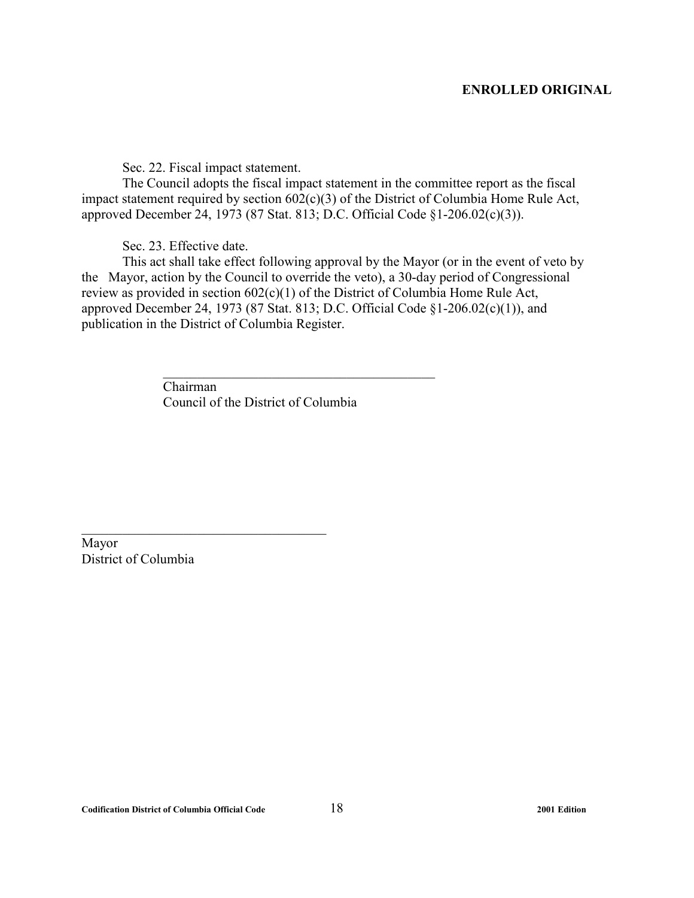**ENROLLED ORIGINAL**

Sec. 22. Fiscal impact statement.

The Council adopts the fiscal impact statement in the committee report as the fiscal impact statement required by section 602(c)(3) of the District of Columbia Home Rule Act, approved December 24, 1973 (87 Stat. 813; D.C. Official Code §1-206.02(c)(3)).

Sec. 23. Effective date.

This act shall take effect following approval by the Mayor (or in the event of veto by the Mayor, action by the Council to override the veto), a 30-day period of Congressional review as provided in section 602(c)(1) of the District of Columbia Home Rule Act, approved December 24, 1973 (87 Stat. 813; D.C. Official Code §1-206.02(c)(1)), and publication in the District of Columbia Register.

\_\_\_\_\_\_\_\_\_\_\_\_\_\_\_\_\_\_\_\_\_\_\_\_\_\_\_\_\_\_\_\_\_\_\_\_\_\_\_\_

Chairman
Council of the District of Columbia

\_\_\_\_\_\_\_\_\_\_\_\_\_\_\_\_\_\_\_\_\_\_\_\_\_\_\_\_\_\_\_\_\_\_\_\_\_\_\_\_

Mayor
District of Columbia